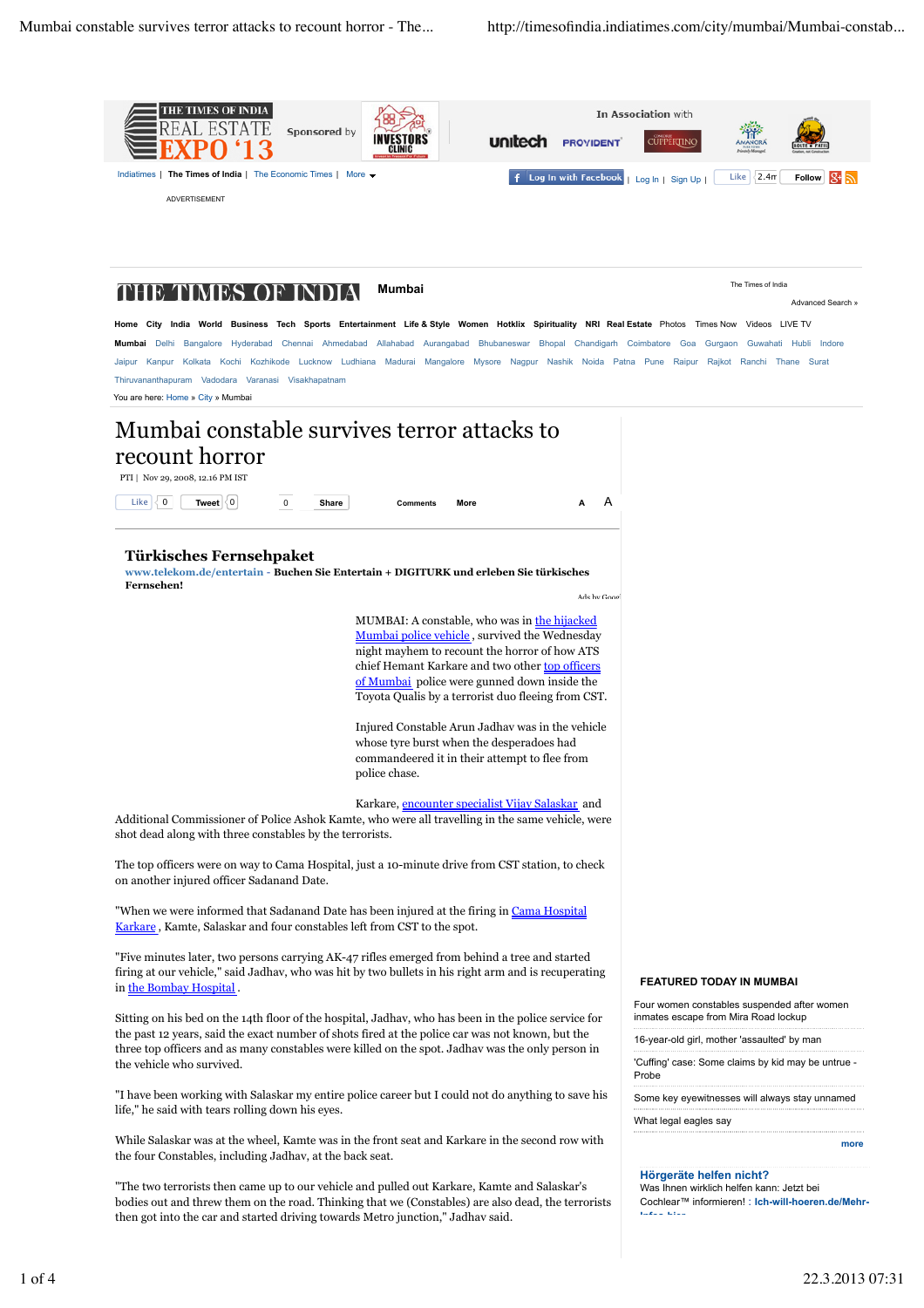# Mumbai constable survives terror attacks to recount horror

PTI | Nov 29, 2008, 12.16 PM IST

MUMBAI: A constable, who was in the hijacked Mumbai police vehicle, survived the Wednesday night mayhem to recount the horror of how ATS chief Hemant Karkare and two other top officers of Mumbai police were gunned down inside the Toyota Qualis by a terrorist duo fleeing from CST.

Injured Constable Arun Jadhav was in the vehicle whose tyre burst when the desperadoes had commandeered it in their attempt to flee from police chase.

Karkare, encounter specialist Vijay Salaskar and Additional Commissioner of Police Ashok Kamte, who were all travelling in the same vehicle, were shot dead along with three constables by the terrorists.

The top officers were on way to Cama Hospital, just a 10-minute drive from CST station, to check on another injured officer Sadanand Date.

"When we were informed that Sadanand Date has been injured at the firing in Cama Hospital Karkare, Kamte, Salaskar and four constables left from CST to the spot.

"Five minutes later, two persons carrying AK-47 rifles emerged from behind a tree and started firing at our vehicle," said Jadhav, who was hit by two bullets in his right arm and is recuperating in the Bombay Hospital.

Sitting on his bed on the 14th floor of the hospital, Jadhav, who has been in the police service for the past 12 years, said the exact number of shots fired at the police car was not known, but the three top officers and as many constables were killed on the spot. Jadhav was the only person in the vehicle who survived.

"I have been working with Salaskar my entire police career but I could not do anything to save his life," he said with tears rolling down his eyes.

While Salaskar was at the wheel, Kamte was in the front seat and Karkare in the second row with the four Constables, including Jadhav, at the back seat.

"The two terrorists then came up to our vehicle and pulled out Karkare, Kamte and Salaskar's bodies out and threw them on the road. Thinking that we (Constables) are also dead, the terrorists then got into the car and started driving towards Metro junction," Jadhav said.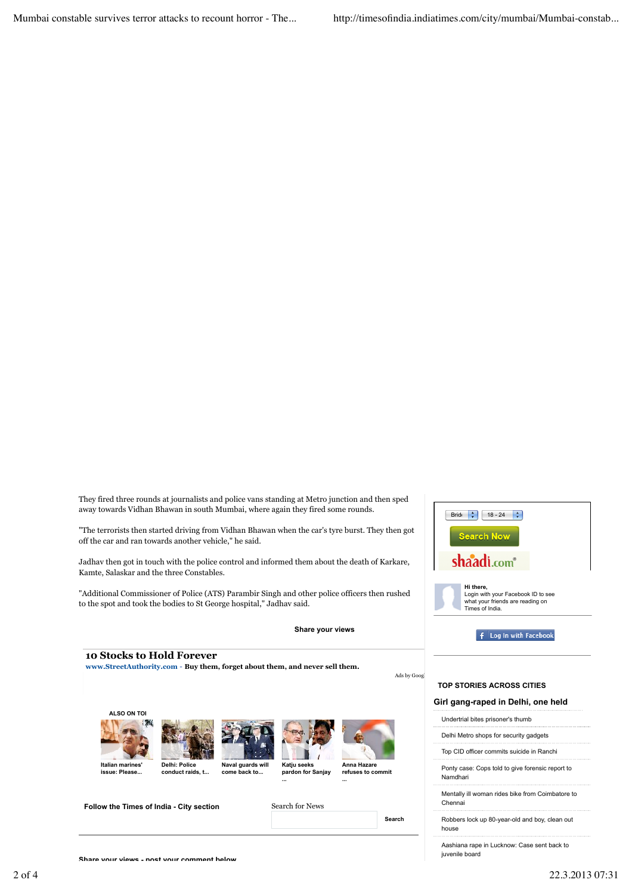They fired three rounds at journalists and police vans standing at Metro junction and then sped away towards Vidhan Bhawan in south Mumbai, where again they fired some rounds.

"The terrorists then started driving from Vidhan Bhawan when the car's tyre burst. They then got off the car and ran towards another vehicle," he said.

Jadhav then got in touch with the police control and informed them about the death of Karkare, Kamte, Salaskar and the three Constables.

"Additional Commissioner of Police (ATS) Parambir Singh and other police officers then rushed to the spot and took the bodies to St George hospital," Jadhav said.

**Share your views**

**10 Stocks to Hold Forever**
www.StreetAuthority.com - **Buy them, forget about them, and never sell them.**

Ads by Goog

**ALSO ON TOI**

**Italian marines' issue: Please...**

**Delhi: Police conduct raids, t...**

**Naval guards will come back to...**

**Katju seeks pardon for Sanjay ...**

**Anna Hazare refuses to commit ...**

**Follow the Times of India - City section**

Search for News

**Search**

**Share your views - post your comment below**

Brid 18 - 24

Search Now

shaadi.com

**Hi there,**
Login with your Facebook ID to see what your friends are reading on Times of India.

Log In with Facebook

**TOP STORIES ACROSS CITIES**

**Girl gang-raped in Delhi, one held**

- Undertrial bites prisoner's thumb
- Delhi Metro shops for security gadgets
- Top CID officer commits suicide in Ranchi
- Ponty case: Cops told to give forensic report to Namdhari
- Mentally ill woman rides bike from Coimbatore to Chennai
- Robbers lock up 80-year-old and boy, clean out house
- Aashiana rape in Lucknow: Case sent back to juvenile board